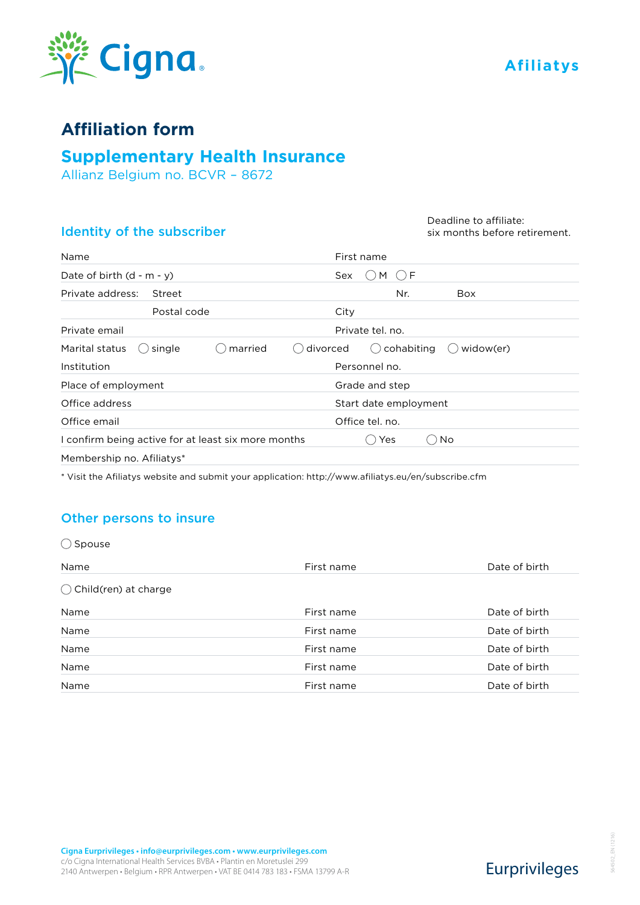Cigna

Afiliatys

# Affiliation form

## Supplementary Health Insurance

Allianz Belgium no. BCVR – 8672

### Identity of the subscriber

Deadline to affiliate: six months before retirement.

| | | | |
|---|---|---|---|
| Name | | First name | |
| Date of birth (d - m - y) | | Sex ◯ M ◯ F | |
| Private address: | Street | Nr. | Box |
| | Postal code | City | |
| Private email | | Private tel. no. | |
| Marital status ◯ single ◯ married ◯ divorced ◯ cohabiting ◯ widow(er) | | | |
| Institution | | Personnel no. | |
| Place of employment | | Grade and step | |
| Office address | | Start date employment | |
| Office email | | Office tel. no. | |
| I confirm being active for at least six more months | | ◯ Yes ◯ No | |
| Membership no. Afiliatys* | | | |

* Visit the Afiliatys website and submit your application: http://www.afiliatys.eu/en/subscribe.cfm

### Other persons to insure

◯ Spouse

| Name | First name | Date of birth |
|---|---|---|

◯ Child(ren) at charge

| Name | First name | Date of birth |
|---|---|---|
| Name | First name | Date of birth |
| Name | First name | Date of birth |
| Name | First name | Date of birth |
| Name | First name | Date of birth |

**Cigna Eurprivileges • info@eurprivileges.com • www.eurprivileges.com**
c/o Cigna International Health Services BVBA • Plantin en Moretuslei 299
2140 Antwerpen • Belgium • RPR Antwerpen • VAT BE 0414 783 183 • FSMA 13799 A-R

Eurprivileges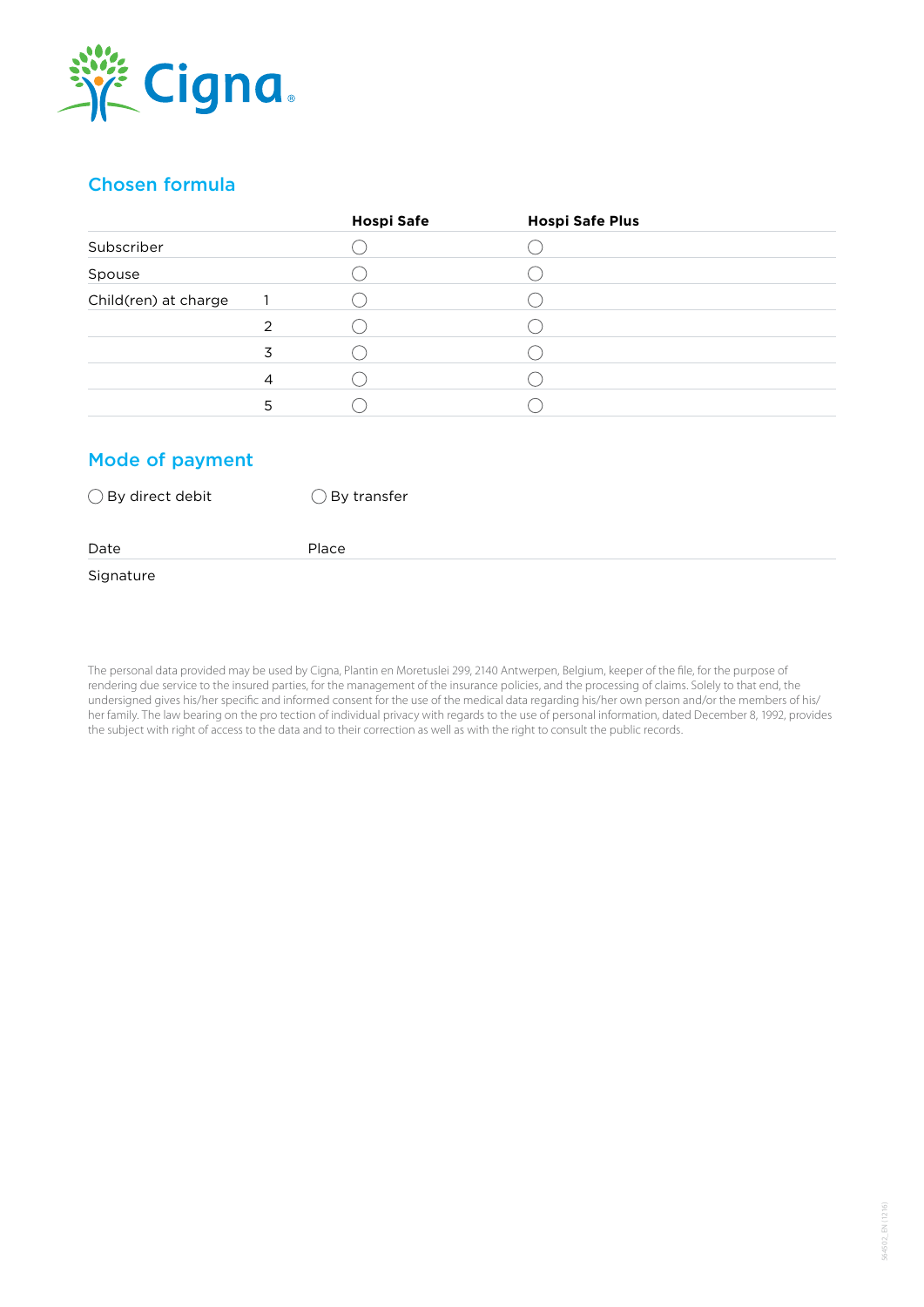## Chosen formula

| | | Hospi Safe | Hospi Safe Plus |
|---|---|---|---|
| Subscriber | | ◯ | ◯ |
| Spouse | | ◯ | ◯ |
| Child(ren) at charge | 1 | ◯ | ◯ |
| | 2 | ◯ | ◯ |
| | 3 | ◯ | ◯ |
| | 4 | ◯ | ◯ |
| | 5 | ◯ | ◯ |

## Mode of payment

◯ By direct debit ◯ By transfer

Date Place

Signature

The personal data provided may be used by Cigna, Plantin en Moretuslei 299, 2140 Antwerpen, Belgium, keeper of the file, for the purpose of rendering due service to the insured parties, for the management of the insurance policies, and the processing of claims. Solely to that end, the undersigned gives his/her specific and informed consent for the use of the medical data regarding his/her own person and/or the members of his/her family. The law bearing on the pro tection of individual privacy with regards to the use of personal information, dated December 8, 1992, provides the subject with right of access to the data and to their correction as well as with the right to consult the public records.

564502_EN (1216)